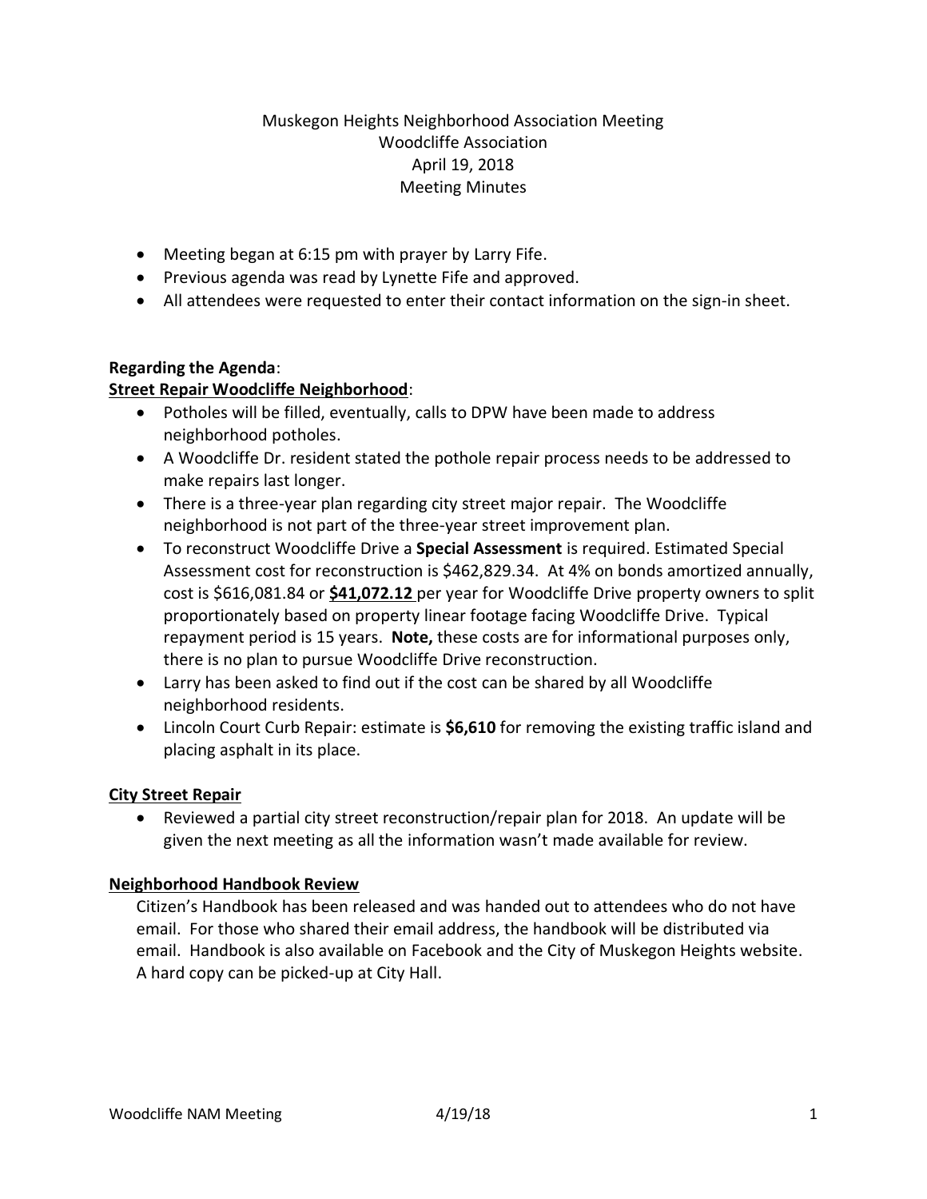# Muskegon Heights Neighborhood Association Meeting
## Woodcliffe Association
## April 19, 2018
## Meeting Minutes

- Meeting began at 6:15 pm with prayer by Larry Fife.
- Previous agenda was read by Lynette Fife and approved.
- All attendees were requested to enter their contact information on the sign-in sheet.

**Regarding the Agenda**:

**Street Repair Woodcliffe Neighborhood**:

- Potholes will be filled, eventually, calls to DPW have been made to address neighborhood potholes.
- A Woodcliffe Dr. resident stated the pothole repair process needs to be addressed to make repairs last longer.
- There is a three-year plan regarding city street major repair. The Woodcliffe neighborhood is not part of the three-year street improvement plan.
- To reconstruct Woodcliffe Drive a **Special Assessment** is required. Estimated Special Assessment cost for reconstruction is $462,829.34. At 4% on bonds amortized annually, cost is $616,081.84 or **$41,072.12** per year for Woodcliffe Drive property owners to split proportionately based on property linear footage facing Woodcliffe Drive. Typical repayment period is 15 years. **Note,** these costs are for informational purposes only, there is no plan to pursue Woodcliffe Drive reconstruction.
- Larry has been asked to find out if the cost can be shared by all Woodcliffe neighborhood residents.
- Lincoln Court Curb Repair: estimate is **$6,610** for removing the existing traffic island and placing asphalt in its place.

**City Street Repair**

- Reviewed a partial city street reconstruction/repair plan for 2018. An update will be given the next meeting as all the information wasn't made available for review.

**Neighborhood Handbook Review**

Citizen's Handbook has been released and was handed out to attendees who do not have email. For those who shared their email address, the handbook will be distributed via email. Handbook is also available on Facebook and the City of Muskegon Heights website. A hard copy can be picked-up at City Hall.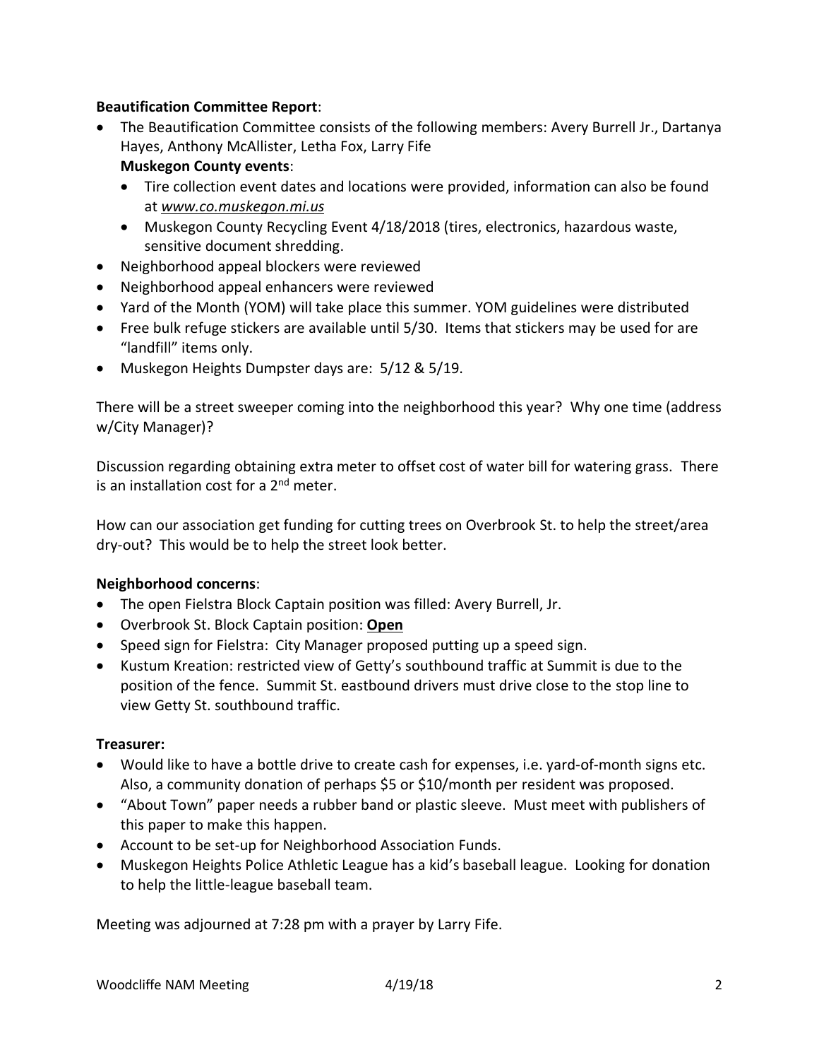**Beautification Committee Report**:

- The Beautification Committee consists of the following members: Avery Burrell Jr., Dartanya Hayes, Anthony McAllister, Letha Fox, Larry Fife

  **Muskegon County events**:

  - Tire collection event dates and locations were provided, information can also be found at *www.co.muskegon.mi.us*
  - Muskegon County Recycling Event 4/18/2018 (tires, electronics, hazardous waste, sensitive document shredding.
- Neighborhood appeal blockers were reviewed
- Neighborhood appeal enhancers were reviewed
- Yard of the Month (YOM) will take place this summer. YOM guidelines were distributed
- Free bulk refuge stickers are available until 5/30. Items that stickers may be used for are "landfill" items only.
- Muskegon Heights Dumpster days are: 5/12 & 5/19.

There will be a street sweeper coming into the neighborhood this year? Why one time (address w/City Manager)?

Discussion regarding obtaining extra meter to offset cost of water bill for watering grass. There is an installation cost for a 2nd meter.

How can our association get funding for cutting trees on Overbrook St. to help the street/area dry-out? This would be to help the street look better.

**Neighborhood concerns**:

- The open Fielstra Block Captain position was filled: Avery Burrell, Jr.
- Overbrook St. Block Captain position: **Open**
- Speed sign for Fielstra: City Manager proposed putting up a speed sign.
- Kustum Kreation: restricted view of Getty's southbound traffic at Summit is due to the position of the fence. Summit St. eastbound drivers must drive close to the stop line to view Getty St. southbound traffic.

**Treasurer:**

- Would like to have a bottle drive to create cash for expenses, i.e. yard-of-month signs etc. Also, a community donation of perhaps $5 or $10/month per resident was proposed.
- "About Town" paper needs a rubber band or plastic sleeve. Must meet with publishers of this paper to make this happen.
- Account to be set-up for Neighborhood Association Funds.
- Muskegon Heights Police Athletic League has a kid's baseball league. Looking for donation to help the little-league baseball team.

Meeting was adjourned at 7:28 pm with a prayer by Larry Fife.